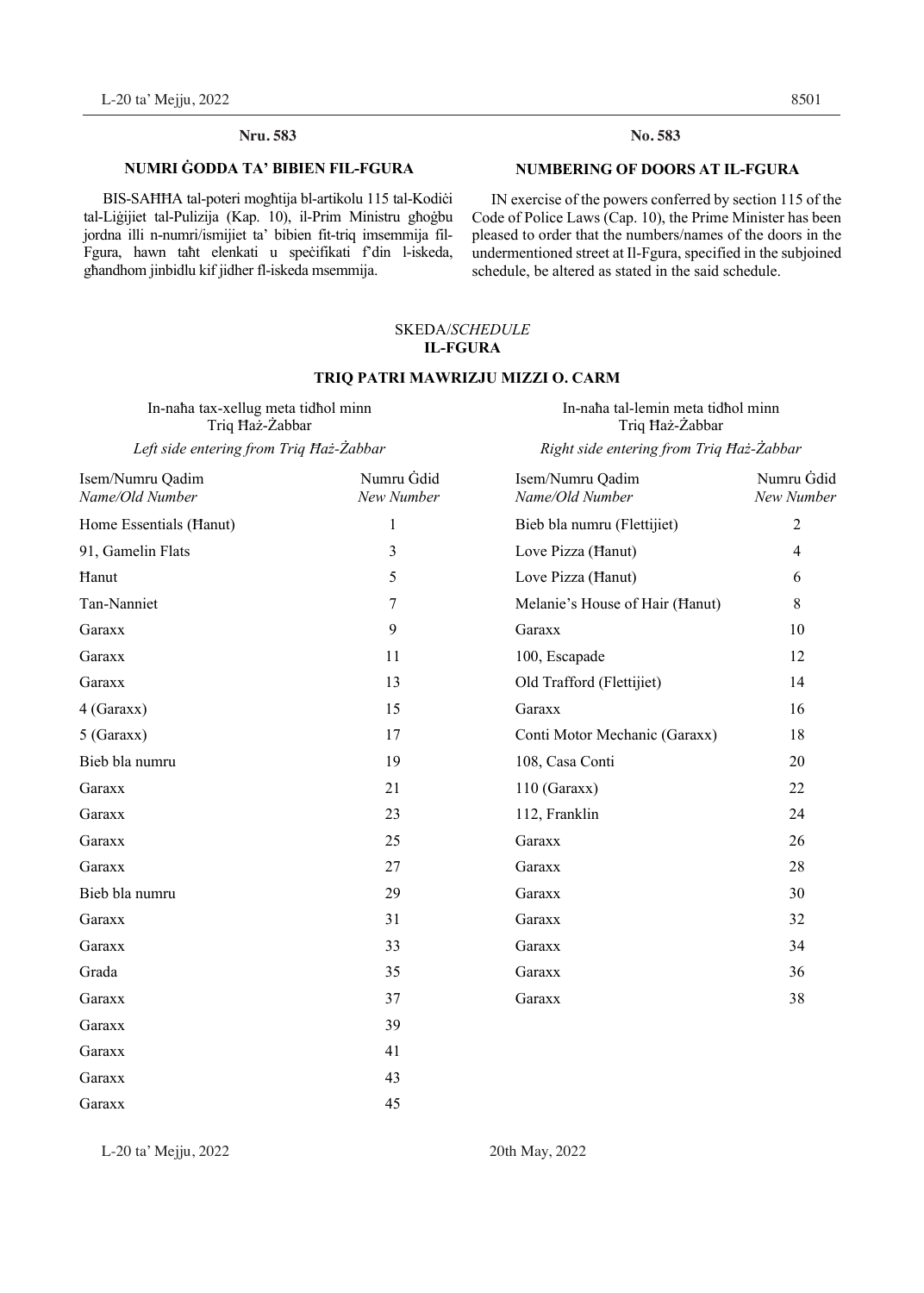**Nru. 583**

**NUMRI ĠODDA TA' BIBIEN FIL-FGURA**

BIS-SAĦĦA tal-poteri mogħtija bl-artikolu 115 tal-Kodiċi tal-Liġijiet tal-Pulizija (Kap. 10), il-Prim Ministru għoġbu jordna illi n-numri/ismijiet ta' bibien fit-triq imsemmija fil-Fgura, hawn taħt elenkati u speċifikati f'din l-iskeda, għandhom jinbidlu kif jidher fl-iskeda msemmija.

**No. 583**

**NUMBERING OF DOORS AT IL-FGURA**

IN exercise of the powers conferred by section 115 of the Code of Police Laws (Cap. 10), the Prime Minister has been pleased to order that the numbers/names of the doors in the undermentioned street at Il-Fgura, specified in the subjoined schedule, be altered as stated in the said schedule.

SKEDA/*SCHEDULE*
**IL-FGURA**

**TRIQ PATRI MAWRIZJU MIZZI O. CARM**

In-naħa tax-xellug meta tidħol minn Triq Ħaż-Żabbar
*Left side entering from Triq Ħaż-Żabbar*

| Isem/Numru Qadim *Name/Old Number* | Numru Ġdid *New Number* |
|---|---|
| Home Essentials (Ħanut) | 1 |
| 91, Gamelin Flats | 3 |
| Ħanut | 5 |
| Tan-Nanniet | 7 |
| Garaxx | 9 |
| Garaxx | 11 |
| Garaxx | 13 |
| 4 (Garaxx) | 15 |
| 5 (Garaxx) | 17 |
| Bieb bla numru | 19 |
| Garaxx | 21 |
| Garaxx | 23 |
| Garaxx | 25 |
| Garaxx | 27 |
| Bieb bla numru | 29 |
| Garaxx | 31 |
| Garaxx | 33 |
| Grada | 35 |
| Garaxx | 37 |
| Garaxx | 39 |
| Garaxx | 41 |
| Garaxx | 43 |
| Garaxx | 45 |

In-naħa tal-lemin meta tidħol minn Triq Ħaż-Żabbar
*Right side entering from Triq Ħaż-Żabbar*

| Isem/Numru Qadim *Name/Old Number* | Numru Ġdid *New Number* |
|---|---|
| Bieb bla numru (Flettijiet) | 2 |
| Love Pizza (Ħanut) | 4 |
| Love Pizza (Ħanut) | 6 |
| Melanie's House of Hair (Ħanut) | 8 |
| Garaxx | 10 |
| 100, Escapade | 12 |
| Old Trafford (Flettijiet) | 14 |
| Garaxx | 16 |
| Conti Motor Mechanic (Garaxx) | 18 |
| 108, Casa Conti | 20 |
| 110 (Garaxx) | 22 |
| 112, Franklin | 24 |
| Garaxx | 26 |
| Garaxx | 28 |
| Garaxx | 30 |
| Garaxx | 32 |
| Garaxx | 34 |
| Garaxx | 36 |
| Garaxx | 38 |

L-20 ta' Mejju, 2022

20th May, 2022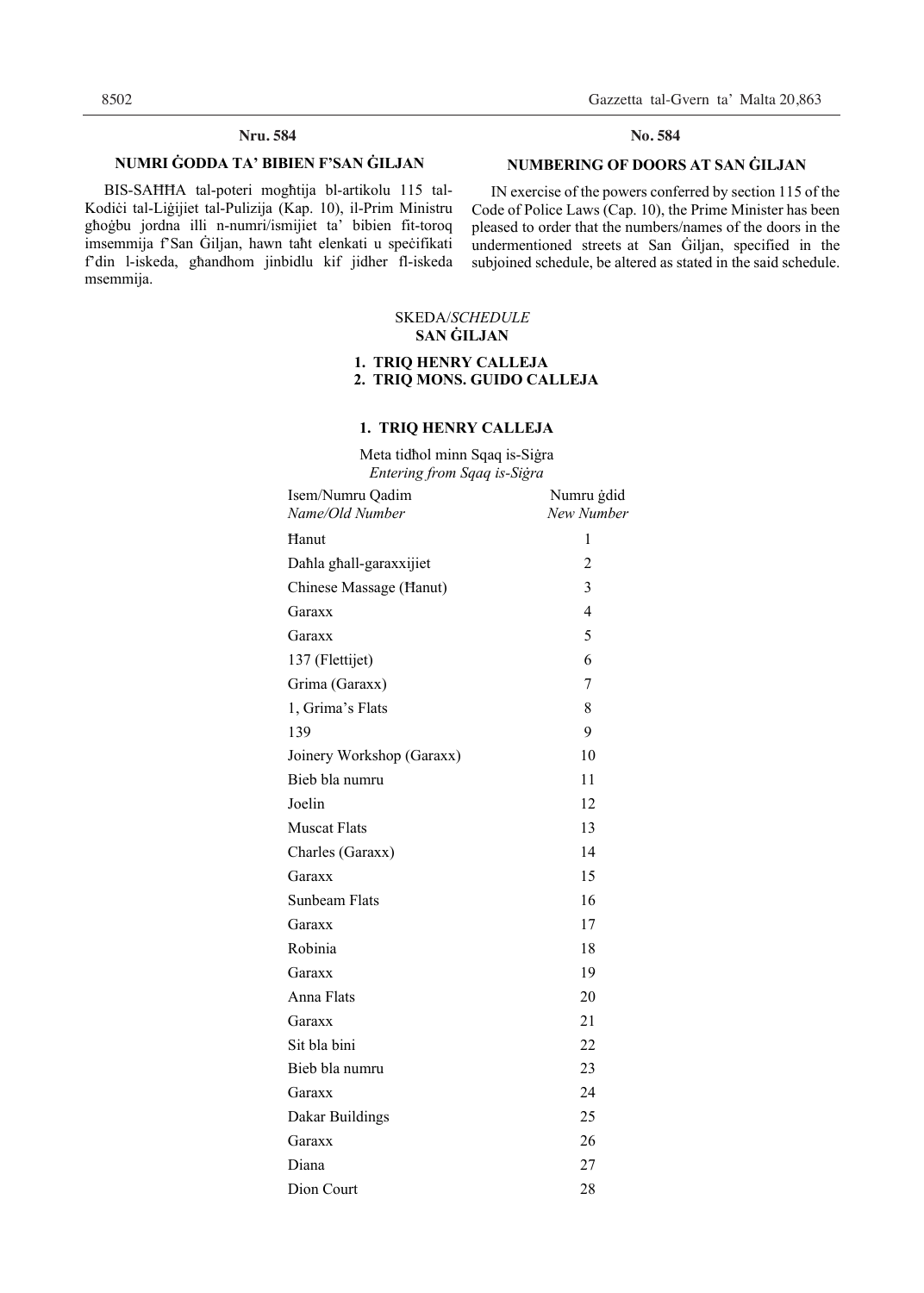**Nru. 584**

**NUMRI ĠODDA TA' BIBIEN F'SAN ĠILJAN**

BIS-SAĦĦA tal-poteri mogħtija bl-artikolu 115 tal-Kodiċi tal-Liġijiet tal-Pulizija (Kap. 10), il-Prim Ministru għoġbu jordna illi n-numri/ismijiet ta' bibien fit-toroq imsemmija f'San Ġiljan, hawn taħt elenkati u speċifikati f'din l-iskeda, għandhom jinbidlu kif jidher fl-iskeda msemmija.

**No. 584**

**NUMBERING OF DOORS AT SAN ĠILJAN**

IN exercise of the powers conferred by section 115 of the Code of Police Laws (Cap. 10), the Prime Minister has been pleased to order that the numbers/names of the doors in the undermentioned streets at San Ġiljan, specified in the subjoined schedule, be altered as stated in the said schedule.

SKEDA/*SCHEDULE*

**SAN ĠILJAN**

**1. TRIQ HENRY CALLEJA**
**2. TRIQ MONS. GUIDO CALLEJA**

**1. TRIQ HENRY CALLEJA**

Meta tidħol minn Sqaq is-Siġra
*Entering from Sqaq is-Siġra*

| Isem/Numru Qadim *Name/Old Number* | Numru ġdid *New Number* |
|---|---|
| Ħanut | 1 |
| Daħla għall-garaxxijiet | 2 |
| Chinese Massage (Ħanut) | 3 |
| Garaxx | 4 |
| Garaxx | 5 |
| 137 (Flettijet) | 6 |
| Grima (Garaxx) | 7 |
| 1, Grima's Flats | 8 |
| 139 | 9 |
| Joinery Workshop (Garaxx) | 10 |
| Bieb bla numru | 11 |
| Joelin | 12 |
| Muscat Flats | 13 |
| Charles (Garaxx) | 14 |
| Garaxx | 15 |
| Sunbeam Flats | 16 |
| Garaxx | 17 |
| Robinia | 18 |
| Garaxx | 19 |
| Anna Flats | 20 |
| Garaxx | 21 |
| Sit bla bini | 22 |
| Bieb bla numru | 23 |
| Garaxx | 24 |
| Dakar Buildings | 25 |
| Garaxx | 26 |
| Diana | 27 |
| Dion Court | 28 |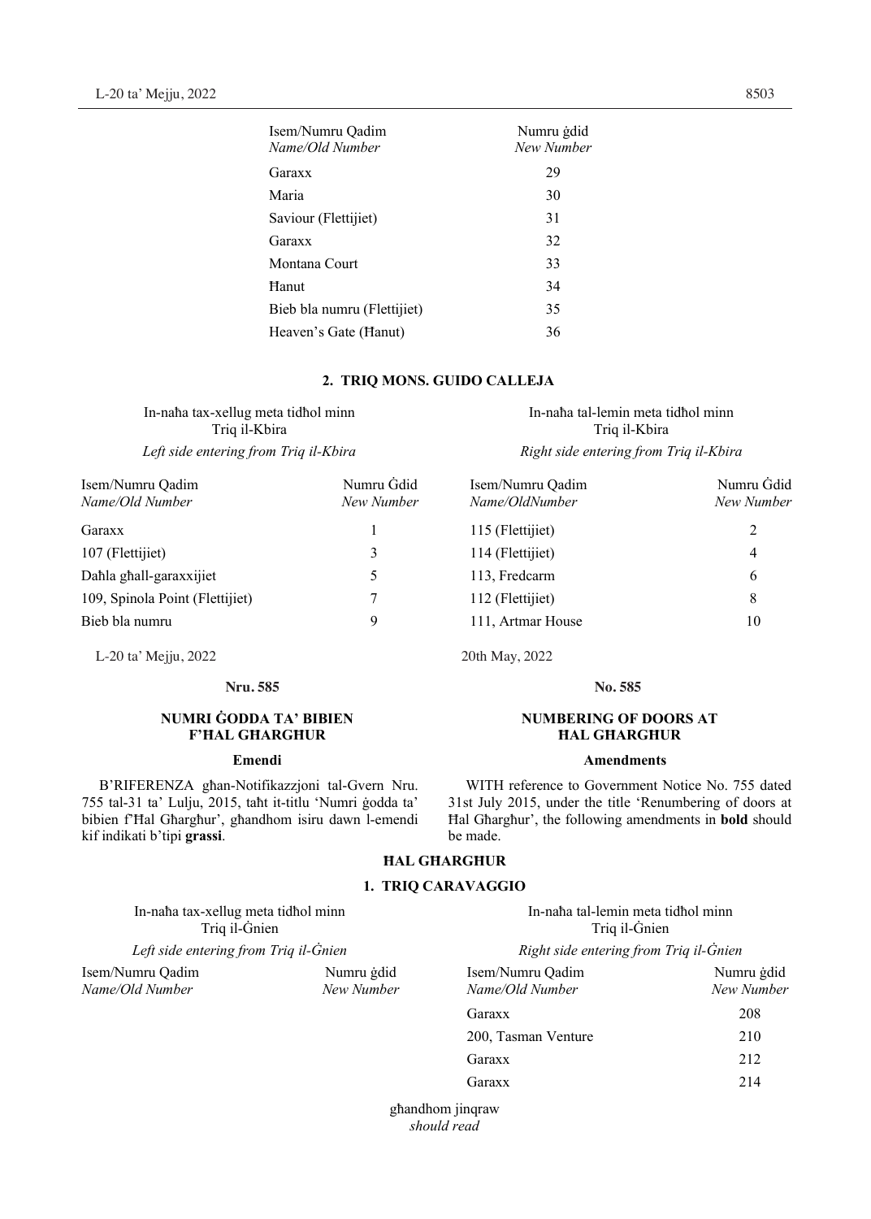| Isem/Numru Qadim *Name/Old Number* | Numru ġdid *New Number* |
|---|---|
| Garaxx | 29 |
| Maria | 30 |
| Saviour (Flettijiet) | 31 |
| Garaxx | 32 |
| Montana Court | 33 |
| Ħanut | 34 |
| Bieb bla numru (Flettijiet) | 35 |
| Heaven's Gate (Ħanut) | 36 |

**2. TRIQ MONS. GUIDO CALLEJA**

In-naħa tax-xellug meta tidħol minn Triq il-Kbira
*Left side entering from Triq il-Kbira*

| Isem/Numru Qadim *Name/Old Number* | Numru Ġdid *New Number* |
|---|---|
| Garaxx | 1 |
| 107 (Flettijiet) | 3 |
| Daħla għall-garaxxijiet | 5 |
| 109, Spinola Point (Flettijiet) | 7 |
| Bieb bla numru | 9 |

In-naħa tal-lemin meta tidħol minn Triq il-Kbira
*Right side entering from Triq il-Kbira*

| Isem/Numru Qadim *Name/OldNumber* | Numru Ġdid *New Number* |
|---|---|
| 115 (Flettijiet) | 2 |
| 114 (Flettijiet) | 4 |
| 113, Fredcarm | 6 |
| 112 (Flettijiet) | 8 |
| 111, Artmar House | 10 |

L-20 ta' Mejju, 2022

**Nru. 585**

**NUMRI ĠODDA TA' BIBIEN F'ĦAL GĦARGĦUR**

**Emendi**

B'RIFERENZA għan-Notifikazzjoni tal-Gvern Nru. 755 tal-31 ta' Lulju, 2015, taħt it-titlu 'Numri ġodda ta' bibien f'Ħal Għargħur', għandhom isiru dawn l-emendi kif indikati b'tipi **grassi**.

20th May, 2022

**No. 585**

**NUMBERING OF DOORS AT ĦAL GĦARGĦUR**

**Amendments**

WITH reference to Government Notice No. 755 dated 31st July 2015, under the title 'Renumbering of doors at Ħal Għargħur', the following amendments in **bold** should be made.

**ĦAL GĦARGĦUR**

**1. TRIQ CARAVAGGIO**

In-naħa tax-xellug meta tidħol minn Triq il-Ġnien
*Left side entering from Triq il-Ġnien*

| Isem/Numru Qadim *Name/Old Number* | Numru ġdid *New Number* |
|---|---|

In-naħa tal-lemin meta tidħol minn Triq il-Ġnien
*Right side entering from Triq il-Ġnien*

| Isem/Numru Qadim *Name/Old Number* | Numru ġdid *New Number* |
|---|---|
| Garaxx | 208 |
| 200, Tasman Venture | 210 |
| Garaxx | 212 |
| Garaxx | 214 |

għandhom jinqraw
*should read*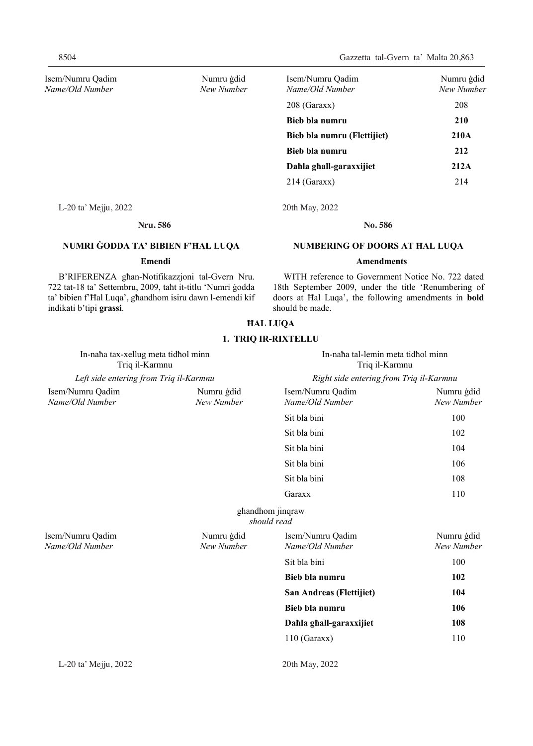| Isem/Numru Qadim *Name/Old Number* | Numru ġdid *New Number* | Isem/Numru Qadim *Name/Old Number* | Numru ġdid *New Number* |
|---|---|---|---|
| | | 208 (Garaxx) | 208 |
| | | **Bieb bla numru** | **210** |
| | | **Bieb bla numru (Flettijiet)** | **210A** |
| | | **Bieb bla numru** | **212** |
| | | **Daħla għall-garaxxijiet** | **212A** |
| | | 214 (Garaxx) | 214 |

L-20 ta' Mejju, 2022

20th May, 2022

**Nru. 586**

**No. 586**

**NUMRI ĠODDA TA' BIBIEN F'ĦAL LUQA**

**Emendi**

B'RIFERENZA għan-Notifikazzjoni tal-Gvern Nru. 722 tat-18 ta' Settembru, 2009, taħt it-titlu 'Numri ġodda ta' bibien f'Ħal Luqa', għandhom isiru dawn l-emendi kif indikati b'tipi **grassi**.

**NUMBERING OF DOORS AT ĦAL LUQA**

**Amendments**

WITH reference to Government Notice No. 722 dated 18th September 2009, under the title 'Renumbering of doors at Ħal Luqa', the following amendments in **bold** should be made.

**ĦAL LUQA**

**1. TRIQ IR-RIXTELLU**

| In-naħa tax-xellug meta tidħol minn Triq il-Karmnu *Left side entering from Triq il-Karmnu* | | In-naħa tal-lemin meta tidħol minn Triq il-Karmnu *Right side entering from Triq il-Karmnu* | |
|---|---|---|---|
| Isem/Numru Qadim *Name/Old Number* | Numru ġdid *New Number* | Isem/Numru Qadim *Name/Old Number* | Numru ġdid *New Number* |
| | | Sit bla bini | 100 |
| | | Sit bla bini | 102 |
| | | Sit bla bini | 104 |
| | | Sit bla bini | 106 |
| | | Sit bla bini | 108 |
| | | Garaxx | 110 |

għandhom jinqraw
*should read*

| Isem/Numru Qadim *Name/Old Number* | Numru ġdid *New Number* | Isem/Numru Qadim *Name/Old Number* | Numru ġdid *New Number* |
|---|---|---|---|
| | | Sit bla bini | 100 |
| | | **Bieb bla numru** | **102** |
| | | **San Andreas (Flettijiet)** | **104** |
| | | **Bieb bla numru** | **106** |
| | | **Daħla għall-garaxxijiet** | **108** |
| | | 110 (Garaxx) | 110 |

L-20 ta' Mejju, 2022

20th May, 2022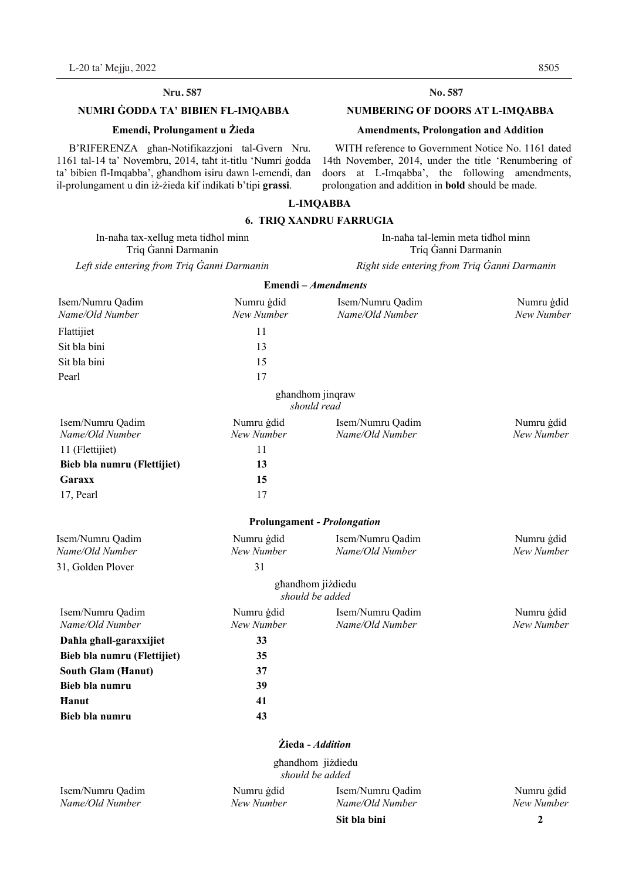**Nru. 587**

**NUMRI ĠODDA TA' BIBIEN FL-IMQABBA**

**Emendi, Prolungament u Żieda**

B'RIFERENZA għan-Notifikazzjoni tal-Gvern Nru. 1161 tal-14 ta' Novembru, 2014, taħt it-titlu 'Numri ġodda ta' bibien fl-Imqabba', għandhom isiru dawn l-emendi, dan il-prolungament u din iż-żieda kif indikati b'tipi **grassi**.

**No. 587**

**NUMBERING OF DOORS AT L-IMQABBA**

**Amendments, Prolongation and Addition**

WITH reference to Government Notice No. 1161 dated 14th November, 2014, under the title 'Renumbering of doors at L-Imqabba', the following amendments, prolongation and addition in **bold** should be made.

**L-IMQABBA**

**6. TRIQ XANDRU FARRUGIA**

In-naħa tax-xellug meta tidħol minn Triq Ġanni Darmanin
*Left side entering from Triq Ġanni Darmanin*

In-naħa tal-lemin meta tidħol minn Triq Ġanni Darmanin
*Right side entering from Triq Ġanni Darmanin*

**Emendi –** ***Amendments***

| Isem/Numru Qadim *Name/Old Number* | Numru ġdid *New Number* | Isem/Numru Qadim *Name/Old Number* | Numru ġdid *New Number* |
|---|---|---|---|
| Flattijiet | 11 | | |
| Sit bla bini | 13 | | |
| Sit bla bini | 15 | | |
| Pearl | 17 | | |

għandhom jinqraw
*should read*

| Isem/Numru Qadim *Name/Old Number* | Numru ġdid *New Number* | Isem/Numru Qadim *Name/Old Number* | Numru ġdid *New Number* |
|---|---|---|---|
| 11 (Flettijiet) | 11 | | |
| **Bieb bla numru (Flettijiet)** | **13** | | |
| **Garaxx** | **15** | | |
| 17, Pearl | 17 | | |

**Prolungament -** ***Prolongation***

| Isem/Numru Qadim *Name/Old Number* | Numru ġdid *New Number* | Isem/Numru Qadim *Name/Old Number* | Numru ġdid *New Number* |
|---|---|---|---|
| 31, Golden Plover | 31 | | |

għandhom jiżdiedu
*should be added*

| Isem/Numru Qadim *Name/Old Number* | Numru ġdid *New Number* | Isem/Numru Qadim *Name/Old Number* | Numru ġdid *New Number* |
|---|---|---|---|
| **Daħla għall-garaxxijiet** | **33** | | |
| **Bieb bla numru (Flettijiet)** | **35** | | |
| **South Glam (Ħanut)** | **37** | | |
| **Bieb bla numru** | **39** | | |
| **Ħanut** | **41** | | |
| **Bieb bla numru** | **43** | | |

**Żieda -** ***Addition***

għandhom jiżdiedu
*should be added*

| Isem/Numru Qadim *Name/Old Number* | Numru ġdid *New Number* | Isem/Numru Qadim *Name/Old Number* | Numru ġdid *New Number* |
|---|---|---|---|
| | | **Sit bla bini** | **2** |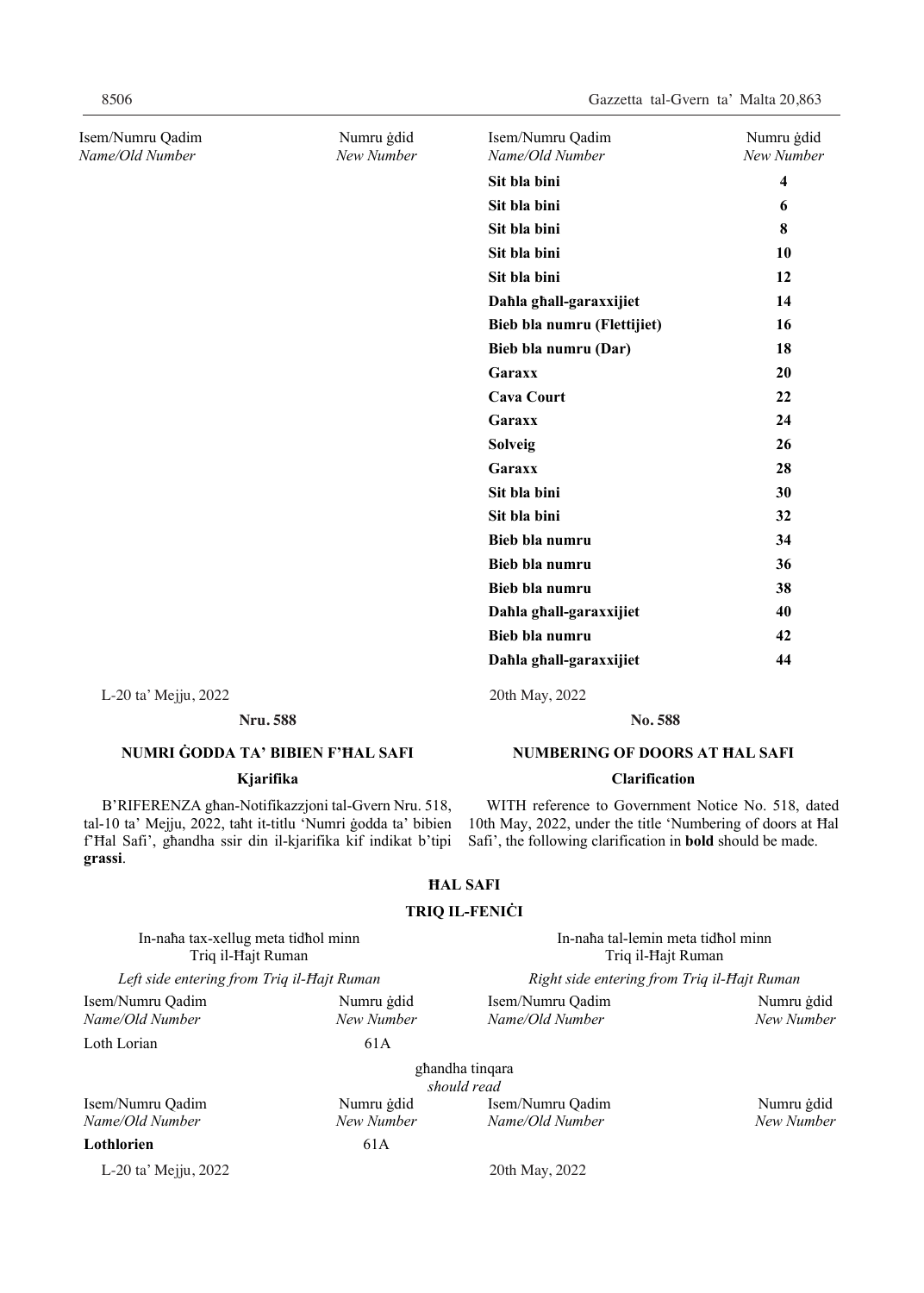| Isem/Numru Qadim *Name/Old Number* | Numru ġdid *New Number* | Isem/Numru Qadim *Name/Old Number* | Numru ġdid *New Number* |
|---|---|---|---|
| | | **Sit bla bini** | **4** |
| | | **Sit bla bini** | **6** |
| | | **Sit bla bini** | **8** |
| | | **Sit bla bini** | **10** |
| | | **Sit bla bini** | **12** |
| | | **Daħla għall-garaxxijiet** | **14** |
| | | **Bieb bla numru (Flettijiet)** | **16** |
| | | **Bieb bla numru (Dar)** | **18** |
| | | **Garaxx** | **20** |
| | | **Cava Court** | **22** |
| | | **Garaxx** | **24** |
| | | **Solveig** | **26** |
| | | **Garaxx** | **28** |
| | | **Sit bla bini** | **30** |
| | | **Sit bla bini** | **32** |
| | | **Bieb bla numru** | **34** |
| | | **Bieb bla numru** | **36** |
| | | **Bieb bla numru** | **38** |
| | | **Daħla għall-garaxxijiet** | **40** |
| | | **Bieb bla numru** | **42** |
| | | **Daħla għall-garaxxijiet** | **44** |

L-20 ta' Mejju, 2022

20th May, 2022

**Nru. 588**

**NUMRI ĠODDA TA' BIBIEN F'ĦAL SAFI**

**Kjarifika**

B'RIFERENZA għan-Notifikazzjoni tal-Gvern Nru. 518, tal-10 ta' Mejju, 2022, taħt it-titlu 'Numri ġodda ta' bibien f'Ħal Safi', għandha ssir din il-kjarifika kif indikat b'tipi **grassi**.

**No. 588**

**NUMBERING OF DOORS AT ĦAL SAFI**

**Clarification**

WITH reference to Government Notice No. 518, dated 10th May, 2022, under the title 'Numbering of doors at Ħal Safi', the following clarification in **bold** should be made.

**ĦAL SAFI**

**TRIQ IL-FENIĊI**

In-naħa tax-xellug meta tidħol minn Triq il-Ħajt Ruman

*Left side entering from Triq il-Ħajt Ruman*

In-naħa tal-lemin meta tidħol minn Triq il-Ħajt Ruman

*Right side entering from Triq il-Ħajt Ruman*

| Isem/Numru Qadim *Name/Old Number* | Numru ġdid *New Number* | Isem/Numru Qadim *Name/Old Number* | Numru ġdid *New Number* |
|---|---|---|---|
| Loth Lorian | 61A | | |

għandha tinqara

*should read*

| Isem/Numru Qadim *Name/Old Number* | Numru ġdid *New Number* | Isem/Numru Qadim *Name/Old Number* | Numru ġdid *New Number* |
|---|---|---|---|
| **Lothlorien** | 61A | | |

L-20 ta' Mejju, 2022

20th May, 2022